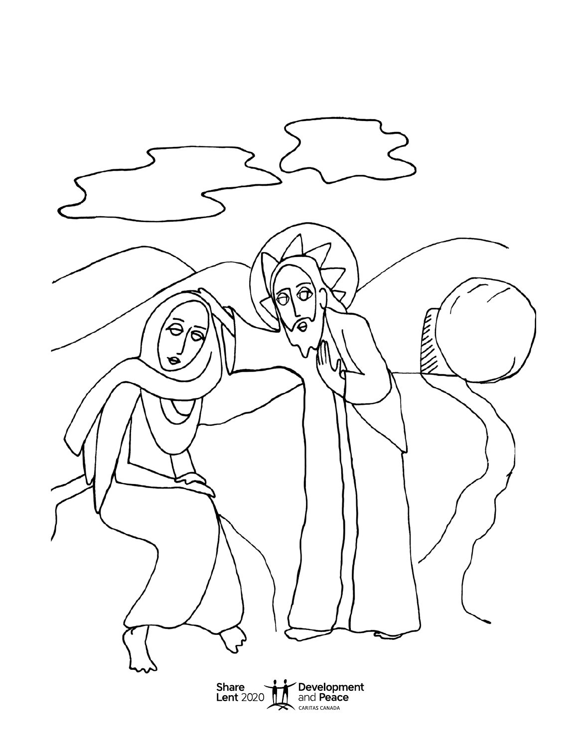Share Lent 2020 Development and Peace CARITAS CANADA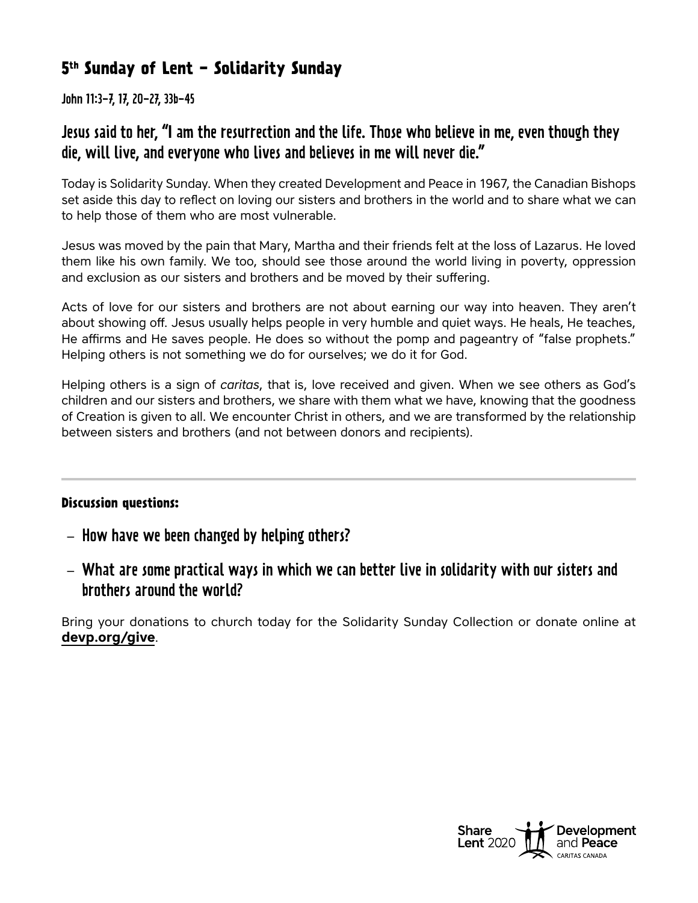## 5th Sunday of Lent – Solidarity Sunday

**John 11:3-7, 17, 20-27, 33b-45**

### Jesus said to her, "I am the resurrection and the life. Those who believe in me, even though they die, will live, and everyone who lives and believes in me will never die."

Today is Solidarity Sunday. When they created Development and Peace in 1967, the Canadian Bishops set aside this day to reflect on loving our sisters and brothers in the world and to share what we can to help those of them who are most vulnerable.

Jesus was moved by the pain that Mary, Martha and their friends felt at the loss of Lazarus. He loved them like his own family. We too, should see those around the world living in poverty, oppression and exclusion as our sisters and brothers and be moved by their suffering.

Acts of love for our sisters and brothers are not about earning our way into heaven. They aren't about showing off. Jesus usually helps people in very humble and quiet ways. He heals, He teaches, He affirms and He saves people. He does so without the pomp and pageantry of "false prophets." Helping others is not something we do for ourselves; we do it for God.

Helping others is a sign of *caritas*, that is, love received and given. When we see others as God's children and our sisters and brothers, we share with them what we have, knowing that the goodness of Creation is given to all. We encounter Christ in others, and we are transformed by the relationship between sisters and brothers (and not between donors and recipients).

---

**Discussion questions:**

- How have we been changed by helping others?
- What are some practical ways in which we can better live in solidarity with our sisters and brothers around the world?

Bring your donations to church today for the Solidarity Sunday Collection or donate online at **devp.org/give**.

Share Lent 2020 Development and Peace CARITAS CANADA